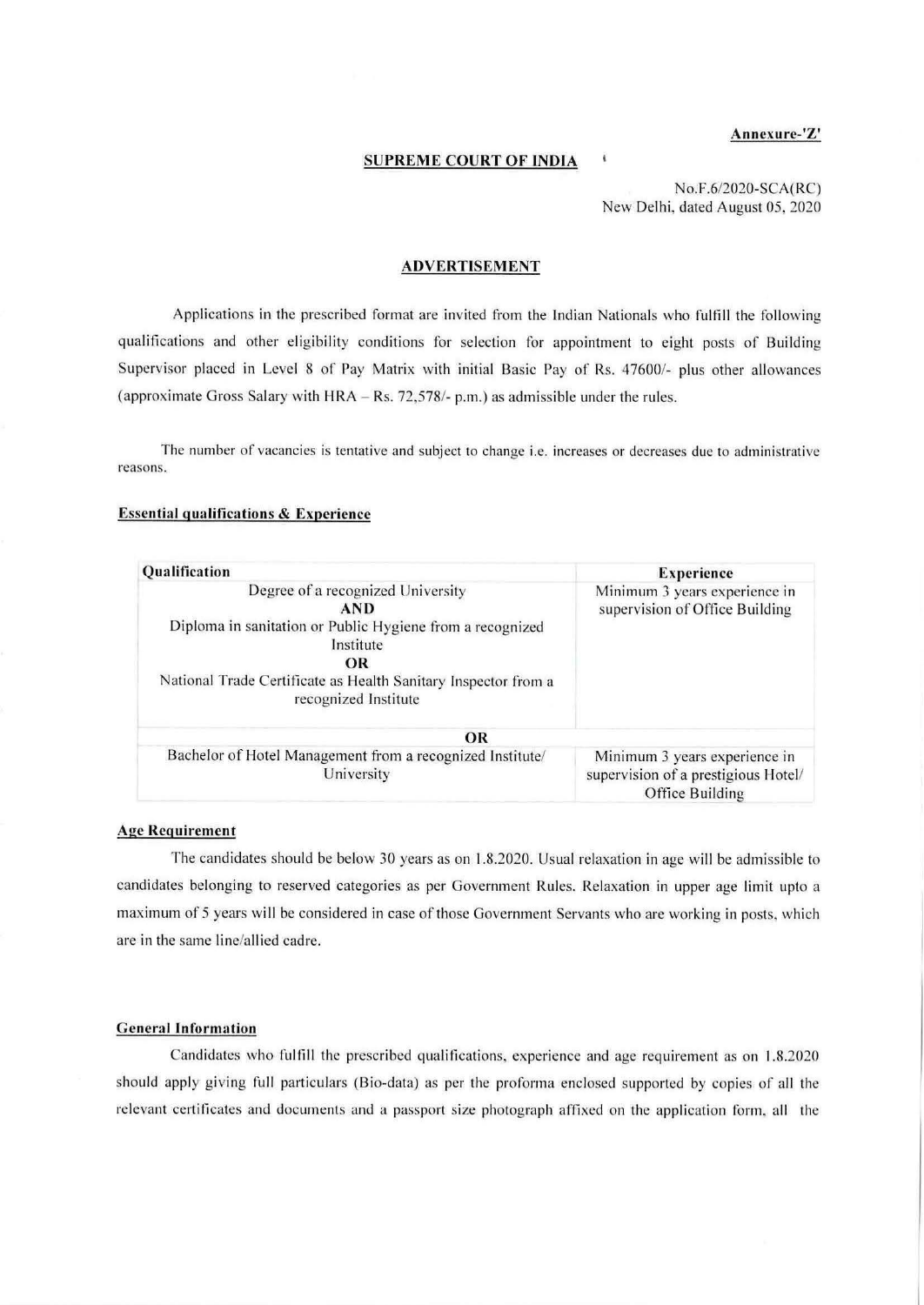**Annexure-'Z'**

**SUPREME COURT OF INDIA**

No.F.6/2020-SCA(RC)
New Delhi, dated August 05, 2020

## ADVERTISEMENT

Applications in the prescribed format are invited from the Indian Nationals who fulfill the following qualifications and other eligibility conditions for selection for appointment to eight posts of Building Supervisor placed in Level 8 of Pay Matrix with initial Basic Pay of Rs. 47600/- plus other allowances (approximate Gross Salary with HRA – Rs. 72,578/- p.m.) as admissible under the rules.

The number of vacancies is tentative and subject to change i.e. increases or decreases due to administrative reasons.

### Essential qualifications & Experience

| Qualification | Experience |
|---|---|
| Degree of a recognized University **AND** Diploma in sanitation or Public Hygiene from a recognized Institute **OR** National Trade Certificate as Health Sanitary Inspector from a recognized Institute | Minimum 3 years experience in supervision of Office Building |
| **OR** | |
| Bachelor of Hotel Management from a recognized Institute/ University | Minimum 3 years experience in supervision of a prestigious Hotel/ Office Building |

### Age Requirement

The candidates should be below 30 years as on 1.8.2020. Usual relaxation in age will be admissible to candidates belonging to reserved categories as per Government Rules. Relaxation in upper age limit upto a maximum of 5 years will be considered in case of those Government Servants who are working in posts, which are in the same line/allied cadre.

### General Information

Candidates who fulfill the prescribed qualifications, experience and age requirement as on 1.8.2020 should apply giving full particulars (Bio-data) as per the proforma enclosed supported by copies of all the relevant certificates and documents and a passport size photograph affixed on the application form, all the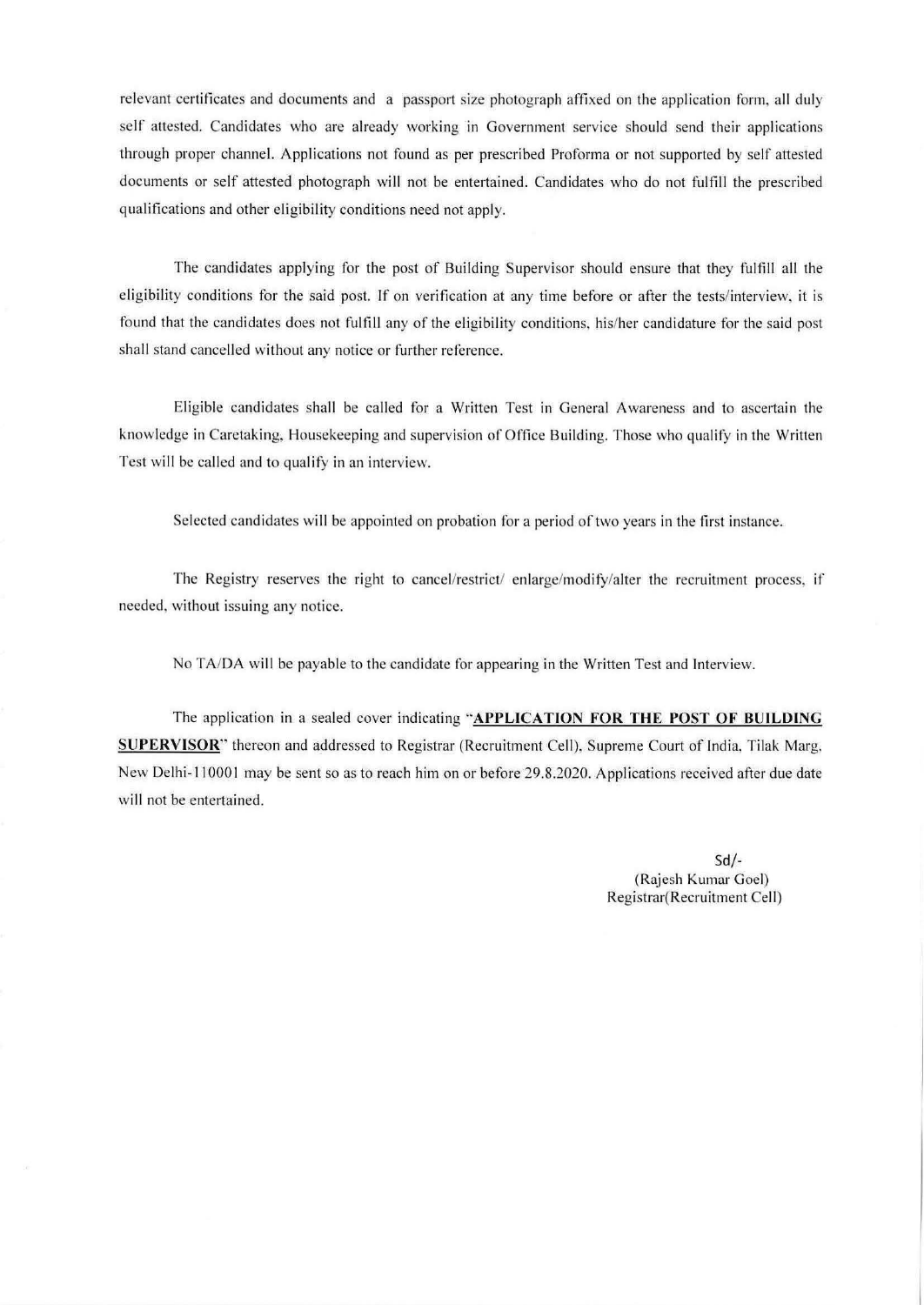relevant certificates and documents and a passport size photograph affixed on the application form, all duly self attested. Candidates who are already working in Government service should send their applications through proper channel. Applications not found as per prescribed Proforma or not supported by self attested documents or self attested photograph will not be entertained. Candidates who do not fulfill the prescribed qualifications and other eligibility conditions need not apply.

The candidates applying for the post of Building Supervisor should ensure that they fulfill all the eligibility conditions for the said post. If on verification at any time before or after the tests/interview, it is found that the candidates does not fulfill any of the eligibility conditions, his/her candidature for the said post shall stand cancelled without any notice or further reference.

Eligible candidates shall be called for a Written Test in General Awareness and to ascertain the knowledge in Caretaking, Housekeeping and supervision of Office Building. Those who qualify in the Written Test will be called and to qualify in an interview.

Selected candidates will be appointed on probation for a period of two years in the first instance.

The Registry reserves the right to cancel/restrict/ enlarge/modify/alter the recruitment process, if needed, without issuing any notice.

No TA/DA will be payable to the candidate for appearing in the Written Test and Interview.

The application in a sealed cover indicating "**APPLICATION FOR THE POST OF BUILDING SUPERVISOR**" thereon and addressed to Registrar (Recruitment Cell), Supreme Court of India, Tilak Marg, New Delhi-110001 may be sent so as to reach him on or before 29.8.2020. Applications received after due date will not be entertained.

Sd/-
(Rajesh Kumar Goel)
Registrar(Recruitment Cell)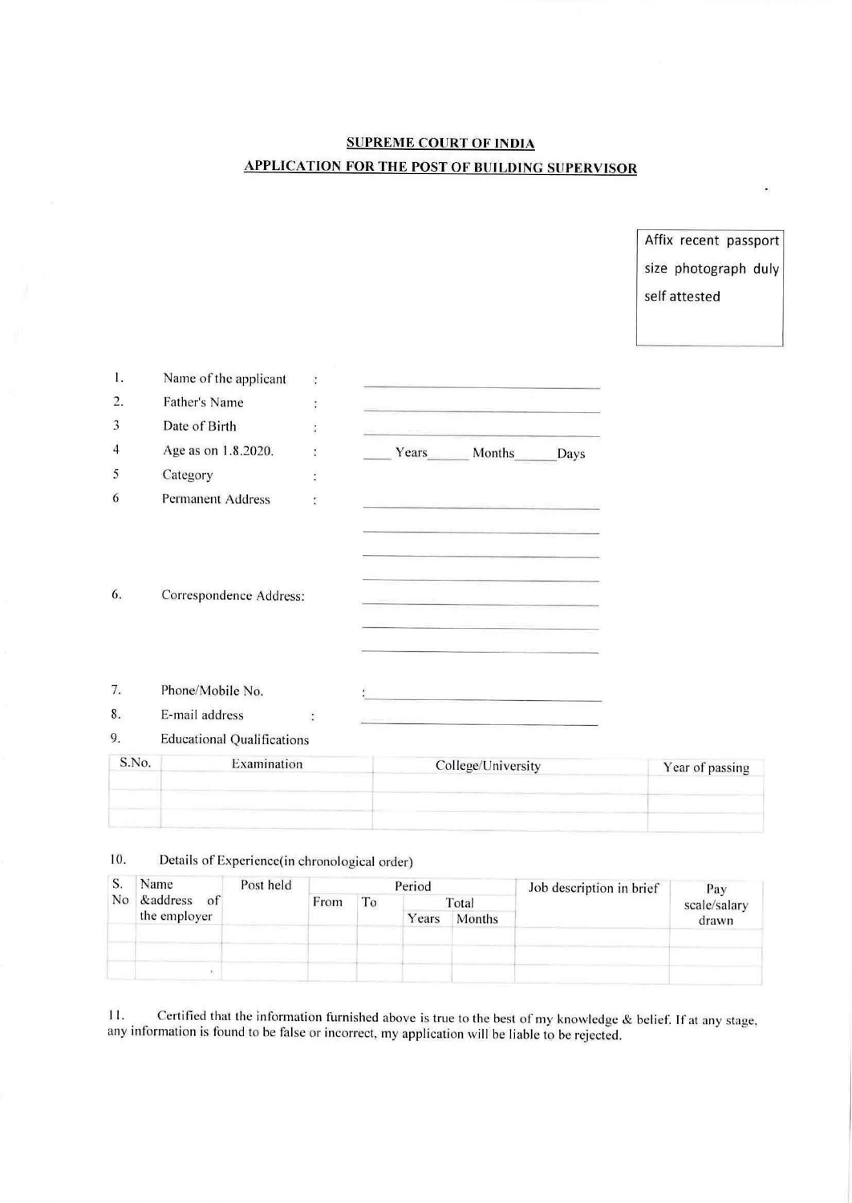**SUPREME COURT OF INDIA**

**APPLICATION FOR THE POST OF BUILDING SUPERVISOR**

Affix recent passport size photograph duly self attested

1. Name of the applicant : \_\_\_\_\_\_\_\_\_\_\_\_\_\_\_\_\_\_\_\_
2. Father's Name : \_\_\_\_\_\_\_\_\_\_\_\_\_\_\_\_\_\_\_\_
3. Date of Birth : \_\_\_\_\_\_\_\_\_\_\_\_\_\_\_\_\_\_\_\_
4. Age as on 1.8.2020. : \_\_\_\_ Years\_\_\_\_\_\_ Months\_\_\_\_\_\_Days
5. Category :
6. Permanent Address : \_\_\_\_\_\_\_\_\_\_\_\_\_\_\_\_\_\_\_\_

6. Correspondence Address: \_\_\_\_\_\_\_\_\_\_\_\_\_\_\_\_\_\_\_\_

7. Phone/Mobile No. : \_\_\_\_\_\_\_\_\_\_\_\_\_\_\_\_\_\_\_\_
8. E-mail address : \_\_\_\_\_\_\_\_\_\_\_\_\_\_\_\_\_\_\_\_
9. Educational Qualifications

| S.No. | Examination | College/University | Year of passing |
|---|---|---|---|
| | | | |
| | | | |
| | | | |

10. Details of Experience(in chronological order)

| S. No | Name &address of the employer | Post held | Period | | | | Job description in brief | Pay scale/salary drawn |
|---|---|---|---|---|---|---|---|---|
| | | | From | To | Total | | | |
| | | | | | Years | Months | | |
| | | | | | | | | |
| | | | | | | | | |
| | | | | | | | | |

11. Certified that the information furnished above is true to the best of my knowledge & belief. If at any stage, any information is found to be false or incorrect, my application will be liable to be rejected.